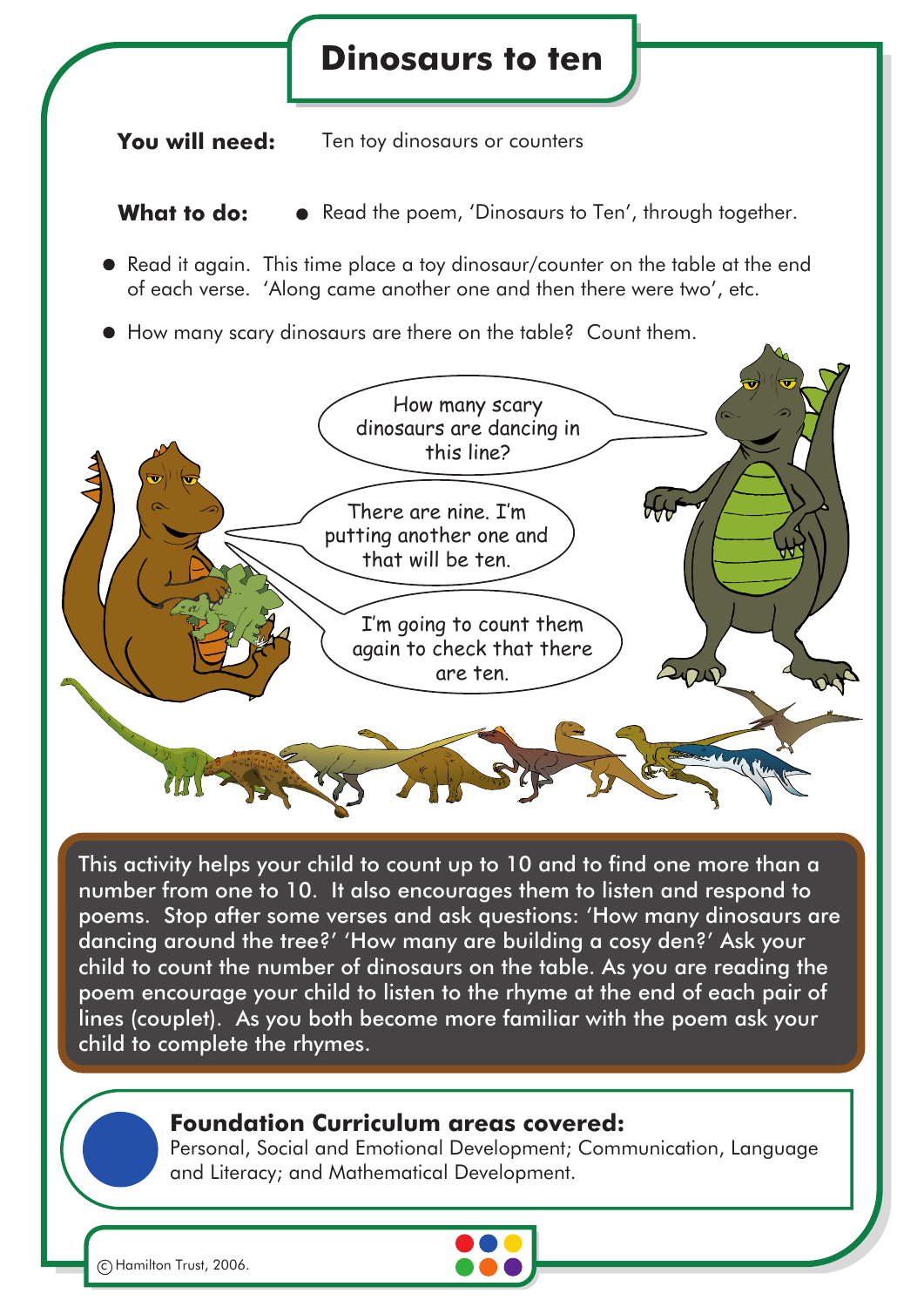# Dinosaurs to ten

**You will need:** Ten toy dinosaurs or counters

**What to do:**

- Read the poem, 'Dinosaurs to Ten', through together.
- Read it again. This time place a toy dinosaur/counter on the table at the end of each verse. 'Along came another one and then there were two', etc.
- How many scary dinosaurs are there on the table? Count them.

How many scary dinosaurs are dancing in this line?

There are nine. I'm putting another one and that will be ten.

I'm going to count them again to check that there are ten.

This activity helps your child to count up to 10 and to find one more than a number from one to 10. It also encourages them to listen and respond to poems. Stop after some verses and ask questions: 'How many dinosaurs are dancing around the tree?' 'How many are building a cosy den?' Ask your child to count the number of dinosaurs on the table. As you are reading the poem encourage your child to listen to the rhyme at the end of each pair of lines (couplet). As you both become more familiar with the poem ask your child to complete the rhymes.

**Foundation Curriculum areas covered:**
Personal, Social and Emotional Development; Communication, Language and Literacy; and Mathematical Development.

© Hamilton Trust, 2006.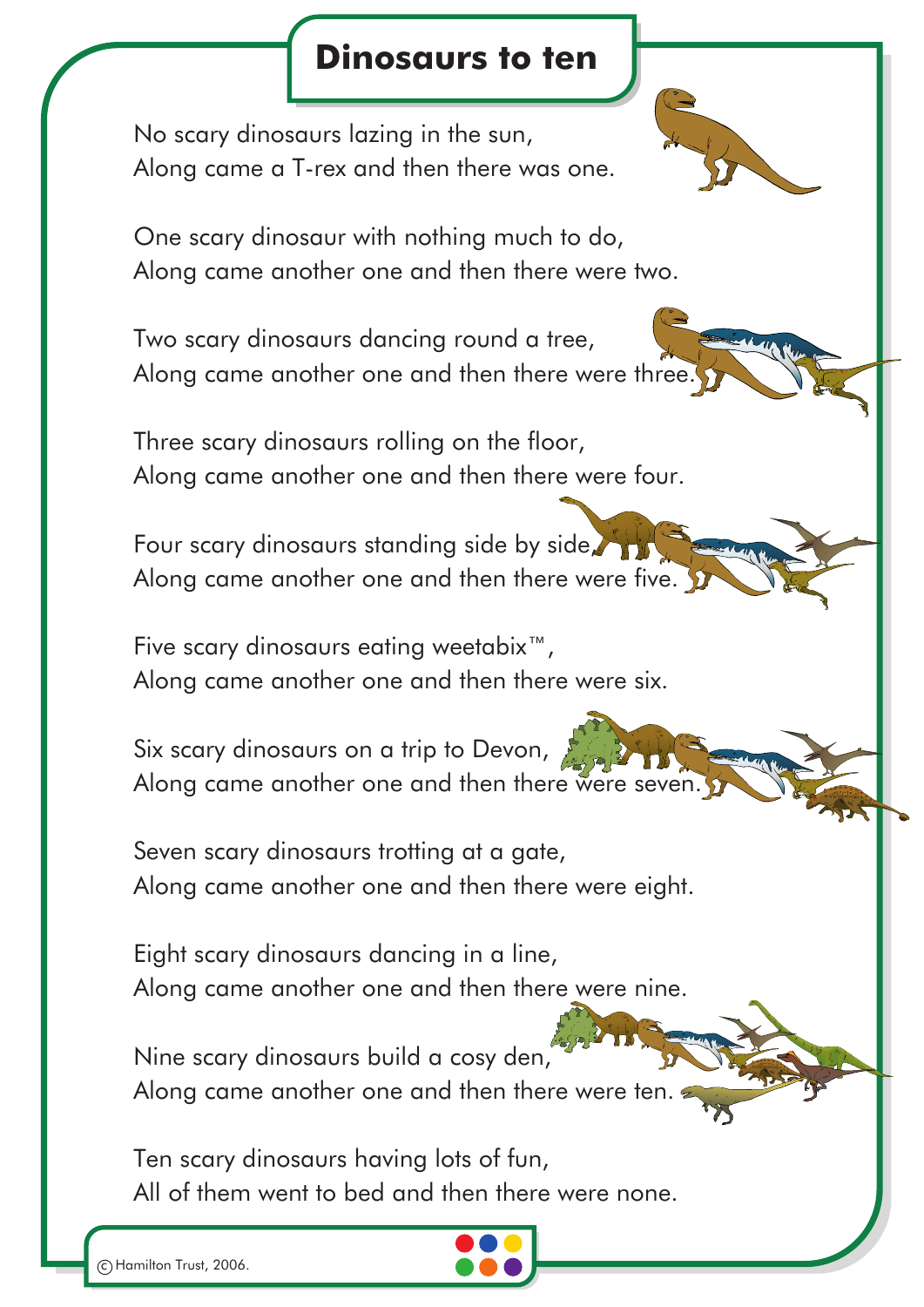# Dinosaurs to ten

No scary dinosaurs lazing in the sun,
Along came a T-rex and then there was one.

One scary dinosaur with nothing much to do,
Along came another one and then there were two.

Two scary dinosaurs dancing round a tree,
Along came another one and then there were three.

Three scary dinosaurs rolling on the floor,
Along came another one and then there were four.

Four scary dinosaurs standing side by side,
Along came another one and then there were five.

Five scary dinosaurs eating weetabix™,
Along came another one and then there were six.

Six scary dinosaurs on a trip to Devon,
Along came another one and then there were seven.

Seven scary dinosaurs trotting at a gate,
Along came another one and then there were eight.

Eight scary dinosaurs dancing in a line,
Along came another one and then there were nine.

Nine scary dinosaurs build a cosy den,
Along came another one and then there were ten.

Ten scary dinosaurs having lots of fun,
All of them went to bed and then there were none.

© Hamilton Trust, 2006.